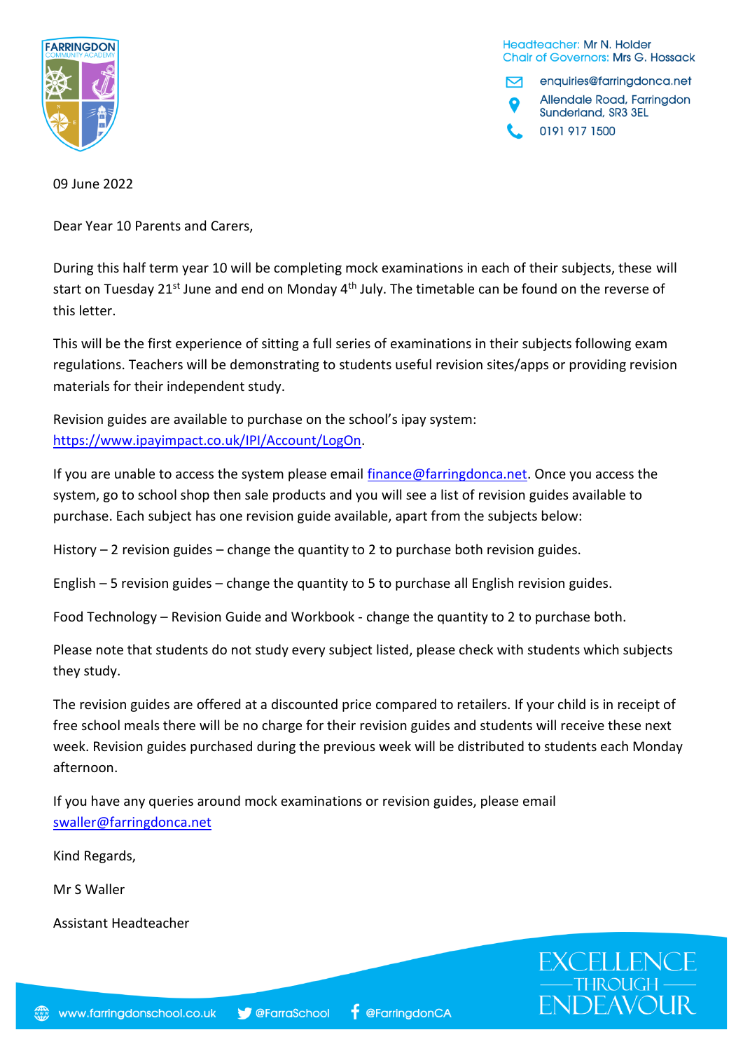FARRINGDON COMMUNITY ACADEMY

Headteacher: Mr N. Holder
Chair of Governors: Mrs G. Hossack

enquiries@farringdonca.net
Allendale Road, Farringdon
Sunderland, SR3 3EL
0191 917 1500

09 June 2022

Dear Year 10 Parents and Carers,

During this half term year 10 will be completing mock examinations in each of their subjects, these will start on Tuesday 21st June and end on Monday 4th July. The timetable can be found on the reverse of this letter.

This will be the first experience of sitting a full series of examinations in their subjects following exam regulations. Teachers will be demonstrating to students useful revision sites/apps or providing revision materials for their independent study.

Revision guides are available to purchase on the school's ipay system: [https://www.ipayimpact.co.uk/IPI/Account/LogOn](https://www.ipayimpact.co.uk/IPI/Account/LogOn).

If you are unable to access the system please email [finance@farringdonca.net](mailto:finance@farringdonca.net). Once you access the system, go to school shop then sale products and you will see a list of revision guides available to purchase. Each subject has one revision guide available, apart from the subjects below:

History – 2 revision guides – change the quantity to 2 to purchase both revision guides.

English – 5 revision guides – change the quantity to 5 to purchase all English revision guides.

Food Technology – Revision Guide and Workbook - change the quantity to 2 to purchase both.

Please note that students do not study every subject listed, please check with students which subjects they study.

The revision guides are offered at a discounted price compared to retailers. If your child is in receipt of free school meals there will be no charge for their revision guides and students will receive these next week. Revision guides purchased during the previous week will be distributed to students each Monday afternoon.

If you have any queries around mock examinations or revision guides, please email [swaller@farringdonca.net](mailto:swaller@farringdonca.net)

Kind Regards,

Mr S Waller

Assistant Headteacher

www.farringdonschool.co.uk @FarraSchool @FarringdonCA

EXCELLENCE THROUGH ENDEAVOUR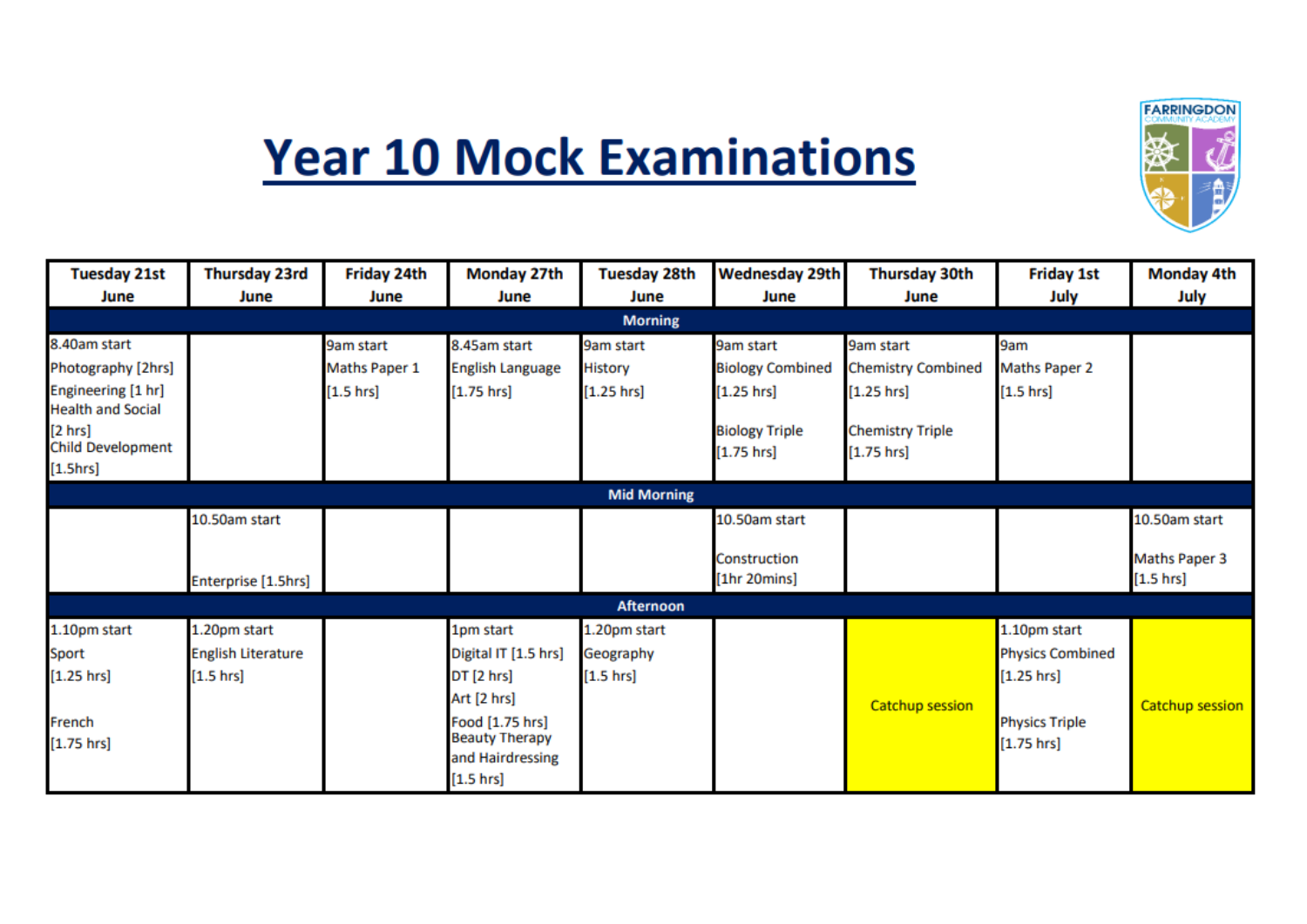# Year 10 Mock Examinations

FARRINGDON COMMUNITY ACADEMY

| | Tuesday 21st June | Thursday 23rd June | Friday 24th June | Monday 27th June | Tuesday 28th June | Wednesday 29th June | Thursday 30th June | Friday 1st July | Monday 4th July |
|---|---|---|---|---|---|---|---|---|---|
| **Morning** | 8.40am start<br>Photography [2hrs]<br>Engineering [1 hr]<br>Health and Social [2 hrs]<br>Child Development [1.5hrs] | | 9am start<br>Maths Paper 1<br>[1.5 hrs] | 8.45am start<br>English Language<br>[1.75 hrs] | 9am start<br>History<br>[1.25 hrs] | 9am start<br>Biology Combined<br>[1.25 hrs]<br>Biology Triple<br>[1.75 hrs] | 9am start<br>Chemistry Combined<br>[1.25 hrs]<br>Chemistry Triple<br>[1.75 hrs] | 9am<br>Maths Paper 2<br>[1.5 hrs] | |
| **Mid Morning** | | 10.50am start<br>Enterprise [1.5hrs] | | | | 10.50am start<br>Construction<br>[1hr 20mins] | | | 10.50am start<br>Maths Paper 3<br>[1.5 hrs] |
| **Afternoon** | 1.10pm start<br>Sport<br>[1.25 hrs]<br>French<br>[1.75 hrs] | 1.20pm start<br>English Literature<br>[1.5 hrs] | | 1pm start<br>Digital IT [1.5 hrs]<br>DT [2 hrs]<br>Art [2 hrs]<br>Food [1.75 hrs]<br>Beauty Therapy and Hairdressing<br>[1.5 hrs] | 1.20pm start<br>Geography<br>[1.5 hrs] | | Catchup session | 1.10pm start<br>Physics Combined<br>[1.25 hrs]<br>Physics Triple<br>[1.75 hrs] | Catchup session |